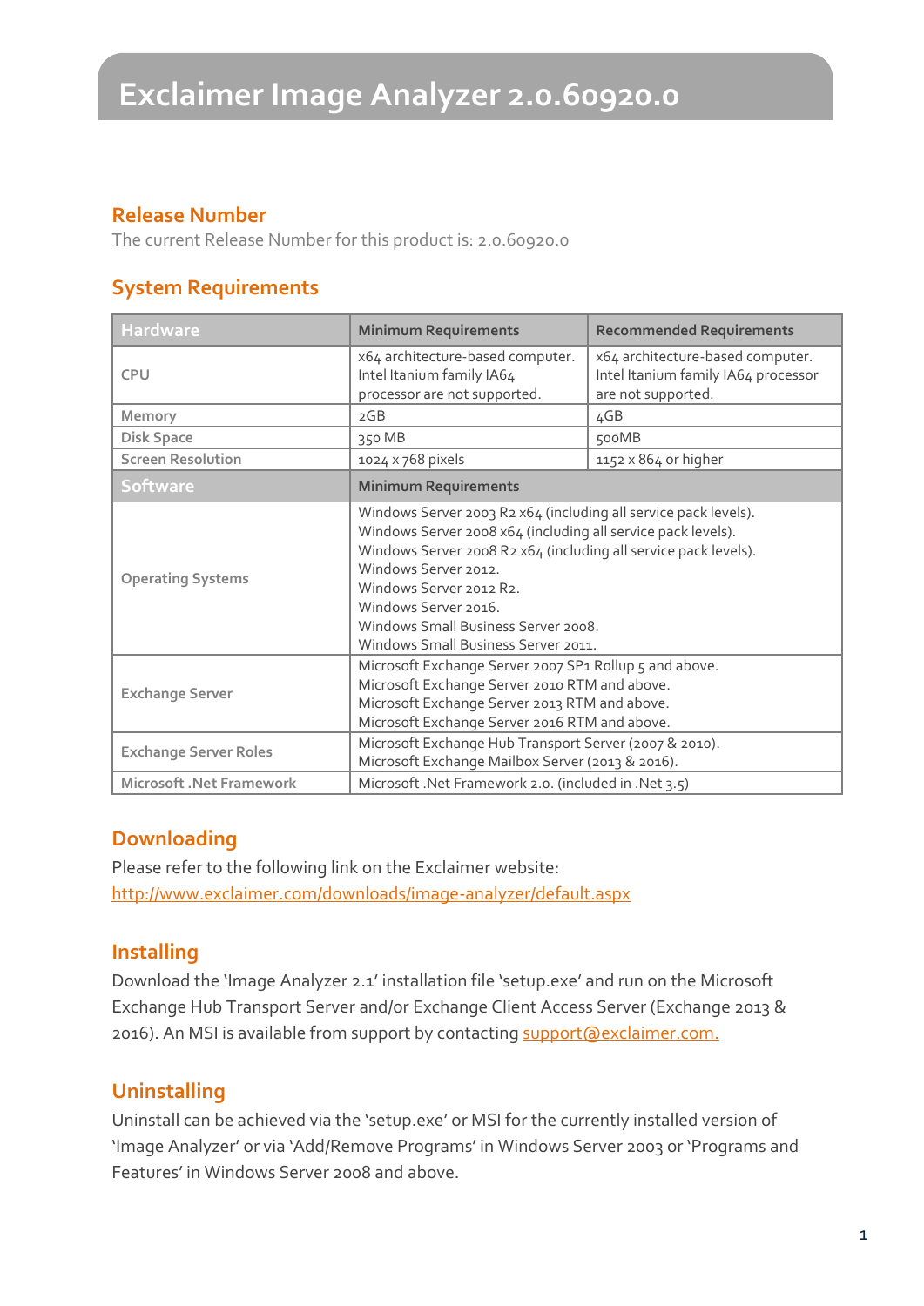# Exclaimer Image Analyzer 2.0.60920.0

## Release Number

The current Release Number for this product is: 2.0.60920.0

## System Requirements

| Hardware | Minimum Requirements | Recommended Requirements |
|---|---|---|
| CPU | x64 architecture-based computer. Intel Itanium family IA64 processor are not supported. | x64 architecture-based computer. Intel Itanium family IA64 processor are not supported. |
| Memory | 2GB | 4GB |
| Disk Space | 350 MB | 500MB |
| Screen Resolution | 1024 x 768 pixels | 1152 x 864 or higher |
| **Software** | **Minimum Requirements** | |
| Operating Systems | Windows Server 2003 R2 x64 (including all service pack levels).<br>Windows Server 2008 x64 (including all service pack levels).<br>Windows Server 2008 R2 x64 (including all service pack levels).<br>Windows Server 2012.<br>Windows Server 2012 R2.<br>Windows Server 2016.<br>Windows Small Business Server 2008.<br>Windows Small Business Server 2011. | |
| Exchange Server | Microsoft Exchange Server 2007 SP1 Rollup 5 and above.<br>Microsoft Exchange Server 2010 RTM and above.<br>Microsoft Exchange Server 2013 RTM and above.<br>Microsoft Exchange Server 2016 RTM and above. | |
| Exchange Server Roles | Microsoft Exchange Hub Transport Server (2007 & 2010).<br>Microsoft Exchange Mailbox Server (2013 & 2016). | |
| Microsoft .Net Framework | Microsoft .Net Framework 2.0. (included in .Net 3.5) | |

## Downloading

Please refer to the following link on the Exclaimer website:
http://www.exclaimer.com/downloads/image-analyzer/default.aspx

## Installing

Download the 'Image Analyzer 2.1' installation file 'setup.exe' and run on the Microsoft Exchange Hub Transport Server and/or Exchange Client Access Server (Exchange 2013 & 2016). An MSI is available from support by contacting support@exclaimer.com.

## Uninstalling

Uninstall can be achieved via the 'setup.exe' or MSI for the currently installed version of 'Image Analyzer' or via 'Add/Remove Programs' in Windows Server 2003 or 'Programs and Features' in Windows Server 2008 and above.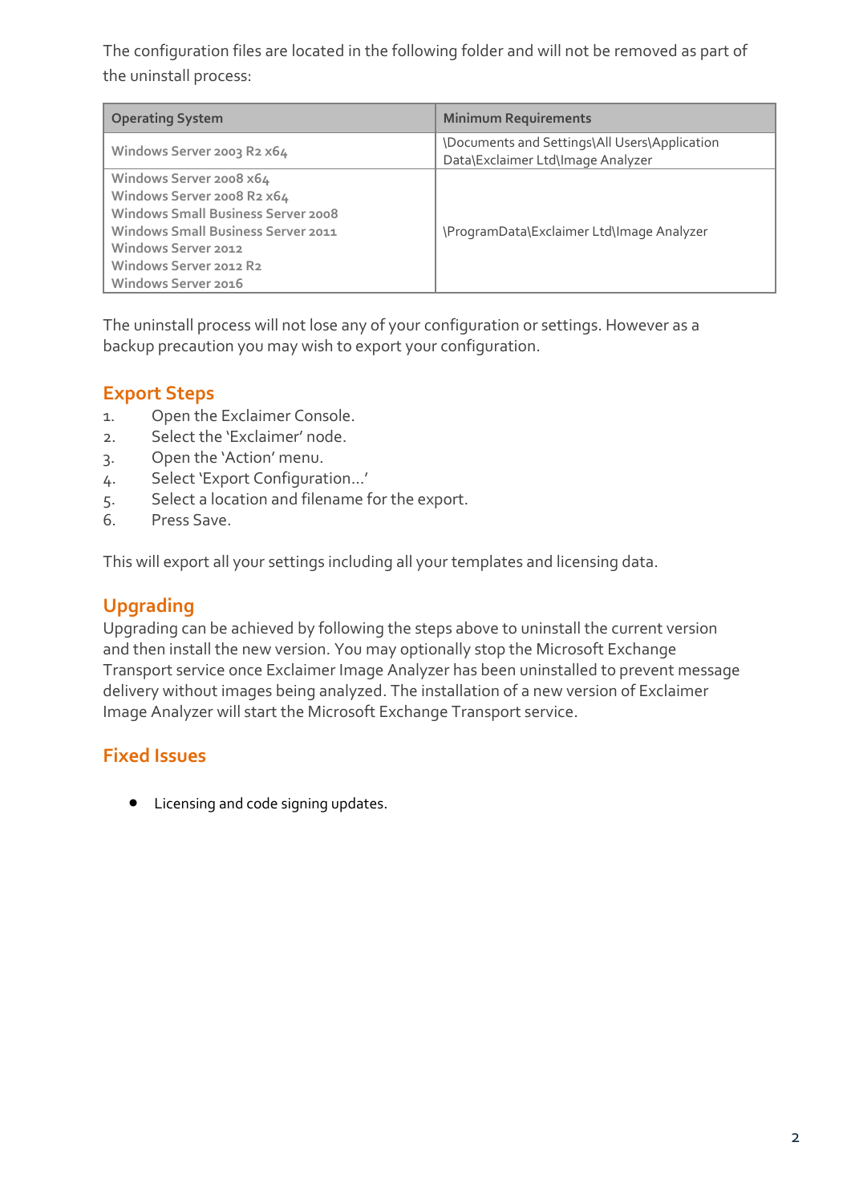The configuration files are located in the following folder and will not be removed as part of the uninstall process:

| Operating System | Minimum Requirements |
| --- | --- |
| Windows Server 2003 R2 x64 | \Documents and Settings\All Users\Application Data\Exclaimer Ltd\Image Analyzer |
| Windows Server 2008 x64<br>Windows Server 2008 R2 x64<br>Windows Small Business Server 2008<br>Windows Small Business Server 2011<br>Windows Server 2012<br>Windows Server 2012 R2<br>Windows Server 2016 | \ProgramData\Exclaimer Ltd\Image Analyzer |

The uninstall process will not lose any of your configuration or settings. However as a backup precaution you may wish to export your configuration.

## Export Steps

1. Open the Exclaimer Console.
2. Select the 'Exclaimer' node.
3. Open the 'Action' menu.
4. Select 'Export Configuration...'
5. Select a location and filename for the export.
6. Press Save.

This will export all your settings including all your templates and licensing data.

## Upgrading

Upgrading can be achieved by following the steps above to uninstall the current version and then install the new version. You may optionally stop the Microsoft Exchange Transport service once Exclaimer Image Analyzer has been uninstalled to prevent message delivery without images being analyzed. The installation of a new version of Exclaimer Image Analyzer will start the Microsoft Exchange Transport service.

## Fixed Issues

- Licensing and code signing updates.